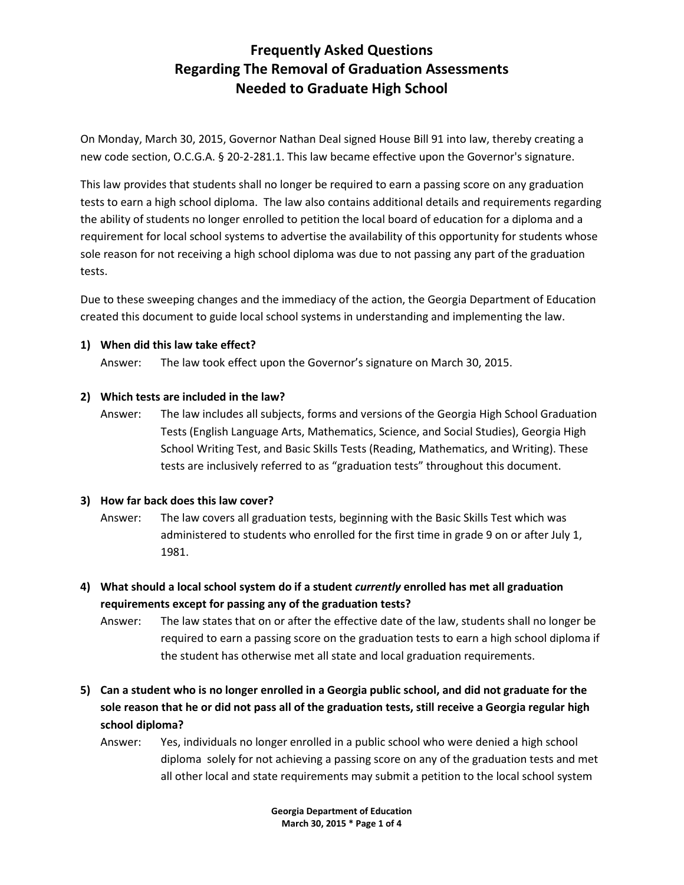# Frequently Asked Questions Regarding The Removal of Graduation Assessments Needed to Graduate High School

On Monday, March 30, 2015, Governor Nathan Deal signed House Bill 91 into law, thereby creating a new code section, O.C.G.A. § 20-2-281.1. This law became effective upon the Governor's signature.

This law provides that students shall no longer be required to earn a passing score on any graduation tests to earn a high school diploma. The law also contains additional details and requirements regarding the ability of students no longer enrolled to petition the local board of education for a diploma and a requirement for local school systems to advertise the availability of this opportunity for students whose sole reason for not receiving a high school diploma was due to not passing any part of the graduation tests.

Due to these sweeping changes and the immediacy of the action, the Georgia Department of Education created this document to guide local school systems in understanding and implementing the law.

1) **When did this law take effect?**

   Answer: The law took effect upon the Governor's signature on March 30, 2015.

2) **Which tests are included in the law?**

   Answer: The law includes all subjects, forms and versions of the Georgia High School Graduation Tests (English Language Arts, Mathematics, Science, and Social Studies), Georgia High School Writing Test, and Basic Skills Tests (Reading, Mathematics, and Writing). These tests are inclusively referred to as "graduation tests" throughout this document.

3) **How far back does this law cover?**

   Answer: The law covers all graduation tests, beginning with the Basic Skills Test which was administered to students who enrolled for the first time in grade 9 on or after July 1, 1981.

4) **What should a local school system do if a student *currently* enrolled has met all graduation requirements except for passing any of the graduation tests?**

   Answer: The law states that on or after the effective date of the law, students shall no longer be required to earn a passing score on the graduation tests to earn a high school diploma if the student has otherwise met all state and local graduation requirements.

5) **Can a student who is no longer enrolled in a Georgia public school, and did not graduate for the sole reason that he or did not pass all of the graduation tests, still receive a Georgia regular high school diploma?**

   Answer: Yes, individuals no longer enrolled in a public school who were denied a high school diploma solely for not achieving a passing score on any of the graduation tests and met all other local and state requirements may submit a petition to the local school system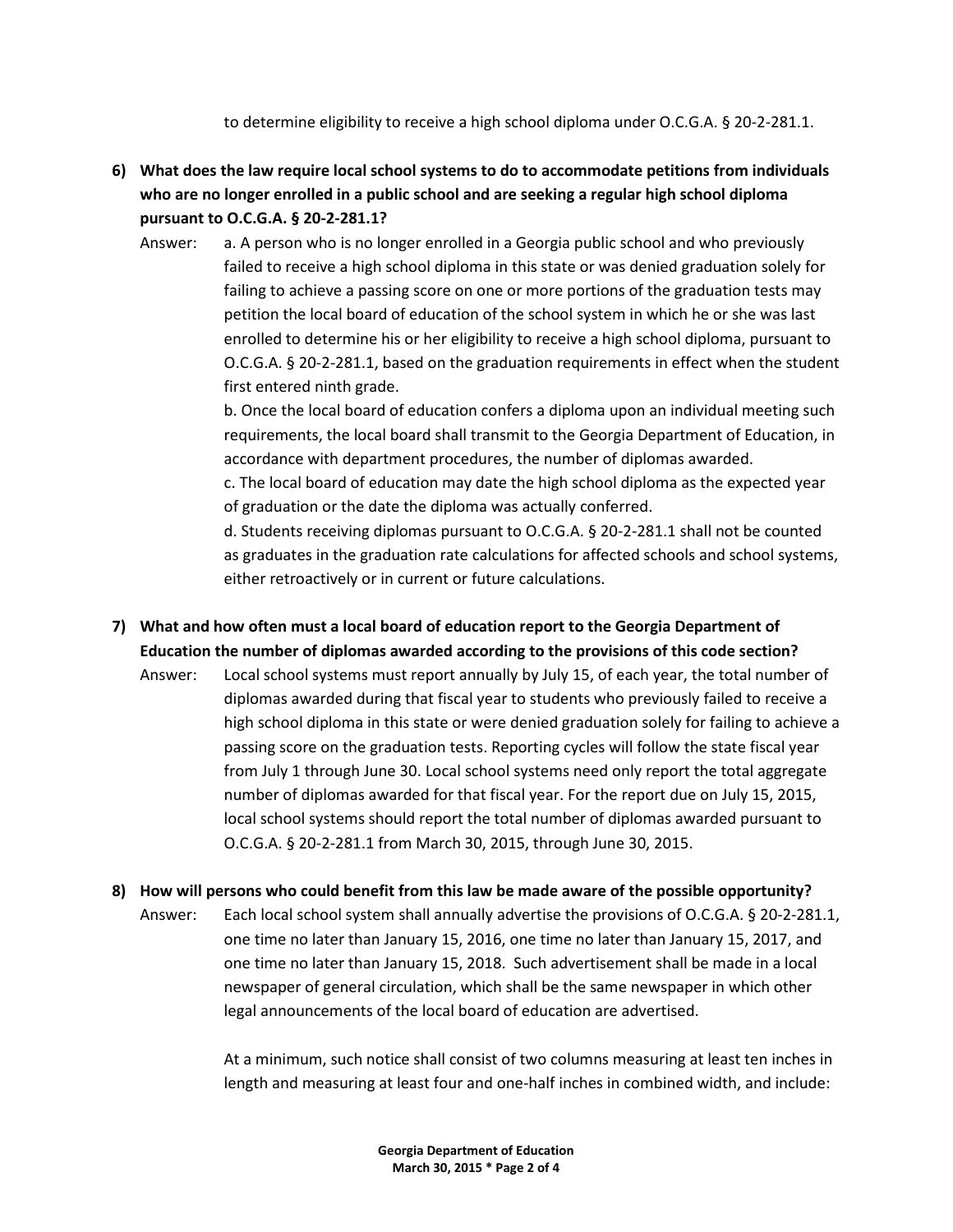to determine eligibility to receive a high school diploma under O.C.G.A. § 20-2-281.1.

**6) What does the law require local school systems to do to accommodate petitions from individuals who are no longer enrolled in a public school and are seeking a regular high school diploma pursuant to O.C.G.A. § 20-2-281.1?**

Answer: a. A person who is no longer enrolled in a Georgia public school and who previously failed to receive a high school diploma in this state or was denied graduation solely for failing to achieve a passing score on one or more portions of the graduation tests may petition the local board of education of the school system in which he or she was last enrolled to determine his or her eligibility to receive a high school diploma, pursuant to O.C.G.A. § 20-2-281.1, based on the graduation requirements in effect when the student first entered ninth grade.

b. Once the local board of education confers a diploma upon an individual meeting such requirements, the local board shall transmit to the Georgia Department of Education, in accordance with department procedures, the number of diplomas awarded.

c. The local board of education may date the high school diploma as the expected year of graduation or the date the diploma was actually conferred.

d. Students receiving diplomas pursuant to O.C.G.A. § 20-2-281.1 shall not be counted as graduates in the graduation rate calculations for affected schools and school systems, either retroactively or in current or future calculations.

**7) What and how often must a local board of education report to the Georgia Department of Education the number of diplomas awarded according to the provisions of this code section?**

Answer: Local school systems must report annually by July 15, of each year, the total number of diplomas awarded during that fiscal year to students who previously failed to receive a high school diploma in this state or were denied graduation solely for failing to achieve a passing score on the graduation tests. Reporting cycles will follow the state fiscal year from July 1 through June 30. Local school systems need only report the total aggregate number of diplomas awarded for that fiscal year. For the report due on July 15, 2015, local school systems should report the total number of diplomas awarded pursuant to O.C.G.A. § 20-2-281.1 from March 30, 2015, through June 30, 2015.

**8) How will persons who could benefit from this law be made aware of the possible opportunity?**

Answer: Each local school system shall annually advertise the provisions of O.C.G.A. § 20-2-281.1, one time no later than January 15, 2016, one time no later than January 15, 2017, and one time no later than January 15, 2018. Such advertisement shall be made in a local newspaper of general circulation, which shall be the same newspaper in which other legal announcements of the local board of education are advertised.

At a minimum, such notice shall consist of two columns measuring at least ten inches in length and measuring at least four and one-half inches in combined width, and include: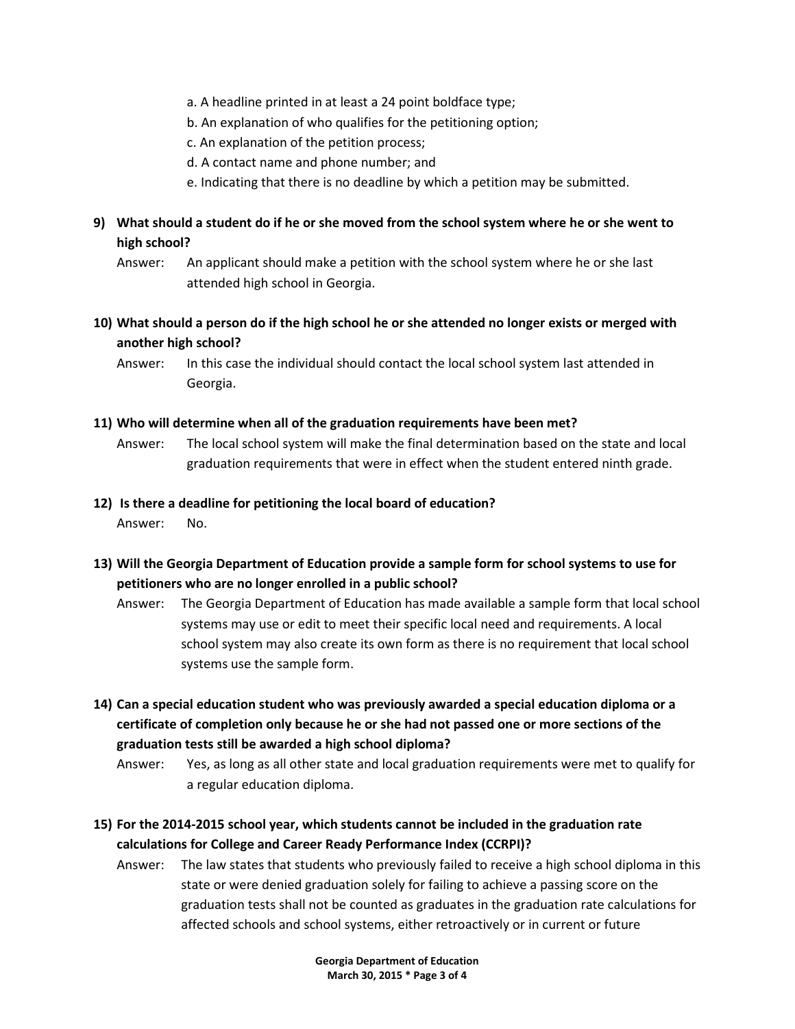a. A headline printed in at least a 24 point boldface type;
b. An explanation of who qualifies for the petitioning option;
c. An explanation of the petition process;
d. A contact name and phone number; and
e. Indicating that there is no deadline by which a petition may be submitted.

**9) What should a student do if he or she moved from the school system where he or she went to high school?**

Answer: An applicant should make a petition with the school system where he or she last attended high school in Georgia.

**10) What should a person do if the high school he or she attended no longer exists or merged with another high school?**

Answer: In this case the individual should contact the local school system last attended in Georgia.

**11) Who will determine when all of the graduation requirements have been met?**

Answer: The local school system will make the final determination based on the state and local graduation requirements that were in effect when the student entered ninth grade.

**12) Is there a deadline for petitioning the local board of education?**

Answer: No.

**13) Will the Georgia Department of Education provide a sample form for school systems to use for petitioners who are no longer enrolled in a public school?**

Answer: The Georgia Department of Education has made available a sample form that local school systems may use or edit to meet their specific local need and requirements. A local school system may also create its own form as there is no requirement that local school systems use the sample form.

**14) Can a special education student who was previously awarded a special education diploma or a certificate of completion only because he or she had not passed one or more sections of the graduation tests still be awarded a high school diploma?**

Answer: Yes, as long as all other state and local graduation requirements were met to qualify for a regular education diploma.

**15) For the 2014-2015 school year, which students cannot be included in the graduation rate calculations for College and Career Ready Performance Index (CCRPI)?**

Answer: The law states that students who previously failed to receive a high school diploma in this state or were denied graduation solely for failing to achieve a passing score on the graduation tests shall not be counted as graduates in the graduation rate calculations for affected schools and school systems, either retroactively or in current or future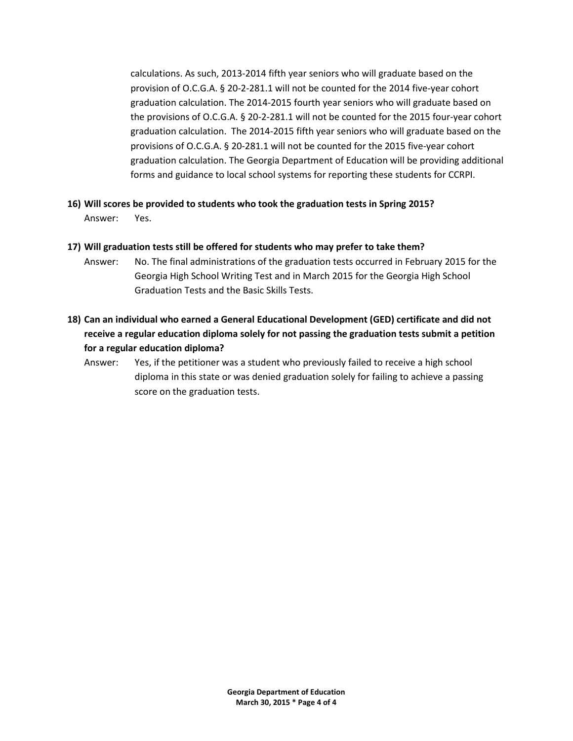calculations. As such, 2013-2014 fifth year seniors who will graduate based on the provision of O.C.G.A. § 20-2-281.1 will not be counted for the 2014 five-year cohort graduation calculation. The 2014-2015 fourth year seniors who will graduate based on the provisions of O.C.G.A. § 20-2-281.1 will not be counted for the 2015 four-year cohort graduation calculation. The 2014-2015 fifth year seniors who will graduate based on the provisions of O.C.G.A. § 20-281.1 will not be counted for the 2015 five-year cohort graduation calculation. The Georgia Department of Education will be providing additional forms and guidance to local school systems for reporting these students for CCRPI.

**16) Will scores be provided to students who took the graduation tests in Spring 2015?**

Answer: Yes.

**17) Will graduation tests still be offered for students who may prefer to take them?**

Answer: No. The final administrations of the graduation tests occurred in February 2015 for the Georgia High School Writing Test and in March 2015 for the Georgia High School Graduation Tests and the Basic Skills Tests.

**18) Can an individual who earned a General Educational Development (GED) certificate and did not receive a regular education diploma solely for not passing the graduation tests submit a petition for a regular education diploma?**

Answer: Yes, if the petitioner was a student who previously failed to receive a high school diploma in this state or was denied graduation solely for failing to achieve a passing score on the graduation tests.